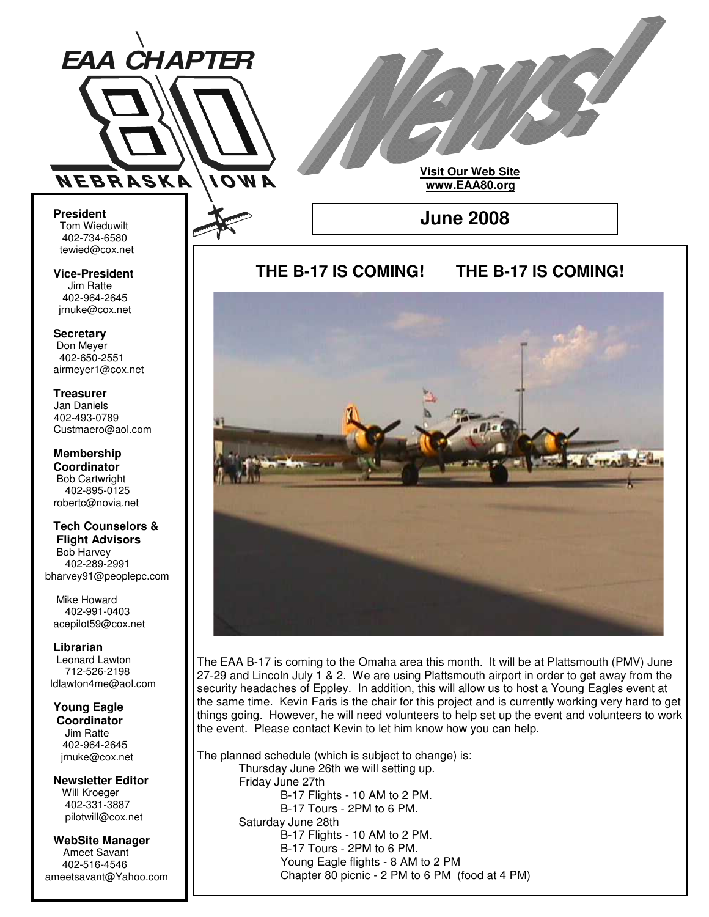# EAA CHAPTER 80

NEBRASKA IOWA

# News!

**Visit Our Web Site**
**www.EAA80.org**

**June 2008**

**President**
Tom Wieduwilt
402-734-6580
tewied@cox.net

**Vice-President**
Jim Ratte
402-964-2645
jrnuke@cox.net

**Secretary**
Don Meyer
402-650-2551
airmeyer1@cox.net

**Treasurer**
Jan Daniels
402-493-0789
Custmaero@aol.com

**Membership Coordinator**
Bob Cartwright
402-895-0125
robertc@novia.net

**Tech Counselors & Flight Advisors**
Bob Harvey
402-289-2991
bharvey91@peoplepc.com

Mike Howard
402-991-0403
acepilot59@cox.net

**Librarian**
Leonard Lawton
712-526-2198
ldlawton4me@aol.com

**Young Eagle Coordinator**
Jim Ratte
402-964-2645
jrnuke@cox.net

**Newsletter Editor**
Will Kroeger
402-331-3887
pilotwill@cox.net

**WebSite Manager**
Ameet Savant
402-516-4546
ameetsavant@Yahoo.com

## THE B-17 IS COMING! THE B-17 IS COMING!

The EAA B-17 is coming to the Omaha area this month. It will be at Plattsmouth (PMV) June 27-29 and Lincoln July 1 & 2. We are using Plattsmouth airport in order to get away from the security headaches of Eppley. In addition, this will allow us to host a Young Eagles event at the same time. Kevin Faris is the chair for this project and is currently working very hard to get things going. However, he will need volunteers to help set up the event and volunteers to work the event. Please contact Kevin to let him know how you can help.

The planned schedule (which is subject to change) is:

- Thursday June 26th we will setting up.
- Friday June 27th
  - B-17 Flights - 10 AM to 2 PM.
  - B-17 Tours - 2PM to 6 PM.
- Saturday June 28th
  - B-17 Flights - 10 AM to 2 PM.
  - B-17 Tours - 2PM to 6 PM.
  - Young Eagle flights - 8 AM to 2 PM
  - Chapter 80 picnic - 2 PM to 6 PM (food at 4 PM)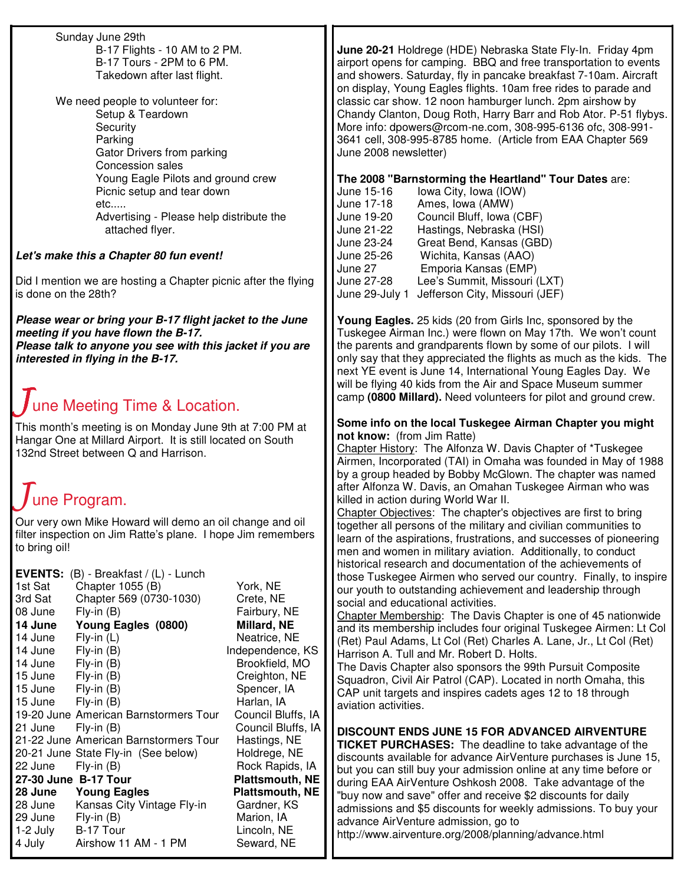Sunday June 29th

- B-17 Flights - 10 AM to 2 PM.
- B-17 Tours - 2PM to 6 PM.
- Takedown after last flight.

We need people to volunteer for:

- Setup & Teardown
- Security
- Parking
- Gator Drivers from parking
- Concession sales
- Young Eagle Pilots and ground crew
- Picnic setup and tear down
- etc.....
- Advertising - Please help distribute the attached flyer.

***Let's make this a Chapter 80 fun event!***

Did I mention we are hosting a Chapter picnic after the flying is done on the 28th?

***Please wear or bring your B-17 flight jacket to the June meeting if you have flown the B-17.***
***Please talk to anyone you see with this jacket if you are interested in flying in the B-17.***

## June Meeting Time & Location.

This month's meeting is on Monday June 9th at 7:00 PM at Hangar One at Millard Airport. It is still located on South 132nd Street between Q and Harrison.

## June Program.

Our very own Mike Howard will demo an oil change and oil filter inspection on Jim Ratte's plane. I hope Jim remembers to bring oil!

**EVENTS:** (B) - Breakfast / (L) - Lunch

| | | |
|---|---|---|
| 1st Sat | Chapter 1055 (B) | York, NE |
| 3rd Sat | Chapter 569 (0730-1030) | Crete, NE |
| 08 June | Fly-in (B) | Fairbury, NE |
| **14 June** | **Young Eagles (0800)** | **Millard, NE** |
| 14 June | Fly-in (L) | Neatrice, NE |
| 14 June | Fly-in (B) | Independence, KS |
| 14 June | Fly-in (B) | Brookfield, MO |
| 15 June | Fly-in (B) | Creighton, NE |
| 15 June | Fly-in (B) | Spencer, IA |
| 15 June | Fly-in (B) | Harlan, IA |
| 19-20 June | American Barnstormers Tour | Council Bluffs, IA |
| 21 June | Fly-in (B) | Council Bluffs, IA |
| 21-22 June | American Barnstormers Tour | Hastings, NE |
| 20-21 June | State Fly-in (See below) | Holdrege, NE |
| 22 June | Fly-in (B) | Rock Rapids, IA |
| **27-30 June** | **B-17 Tour** | **Plattsmouth, NE** |
| **28 June** | **Young Eagles** | **Plattsmouth, NE** |
| 28 June | Kansas City Vintage Fly-in | Gardner, KS |
| 29 June | Fly-in (B) | Marion, IA |
| 1-2 July | B-17 Tour | Lincoln, NE |
| 4 July | Airshow 11 AM - 1 PM | Seward, NE |

**June 20-21** Holdrege (HDE) Nebraska State Fly-In. Friday 4pm airport opens for camping. BBQ and free transportation to events and showers. Saturday, fly in pancake breakfast 7-10am. Aircraft on display, Young Eagles flights. 10am free rides to parade and classic car show. 12 noon hamburger lunch. 2pm airshow by Chandy Clanton, Doug Roth, Harry Barr and Rob Ator. P-51 flybys. More info: dpowers@rcom-ne.com, 308-995-6136 ofc, 308-991-3641 cell, 308-995-8785 home. (Article from EAA Chapter 569 June 2008 newsletter)

**The 2008 "Barnstorming the Heartland" Tour Dates** are:

| | |
|---|---|
| June 15-16 | Iowa City, Iowa (IOW) |
| June 17-18 | Ames, Iowa (AMW) |
| June 19-20 | Council Bluff, Iowa (CBF) |
| June 21-22 | Hastings, Nebraska (HSI) |
| June 23-24 | Great Bend, Kansas (GBD) |
| June 25-26 | Wichita, Kansas (AAO) |
| June 27 | Emporia Kansas (EMP) |
| June 27-28 | Lee's Summit, Missouri (LXT) |
| June 29-July 1 | Jefferson City, Missouri (JEF) |

**Young Eagles.** 25 kids (20 from Girls Inc, sponsored by the Tuskegee Airman Inc.) were flown on May 17th. We won't count the parents and grandparents flown by some of our pilots. I will only say that they appreciated the flights as much as the kids. The next YE event is June 14, International Young Eagles Day. We will be flying 40 kids from the Air and Space Museum summer camp **(0800 Millard).** Need volunteers for pilot and ground crew.

**Some info on the local Tuskegee Airman Chapter you might not know:** (from Jim Ratte)

Chapter History: The Alfonza W. Davis Chapter of *Tuskegee Airmen, Incorporated (TAI) in Omaha was founded in May of 1988 by a group headed by Bobby McGlown. The chapter was named after Alfonza W. Davis, an Omahan Tuskegee Airman who was killed in action during World War II.

Chapter Objectives: The chapter's objectives are first to bring together all persons of the military and civilian communities to learn of the aspirations, frustrations, and successes of pioneering men and women in military aviation. Additionally, to conduct historical research and documentation of the achievements of those Tuskegee Airmen who served our country. Finally, to inspire our youth to outstanding achievement and leadership through social and educational activities.

Chapter Membership: The Davis Chapter is one of 45 nationwide and its membership includes four original Tuskegee Airmen: Lt Col (Ret) Paul Adams, Lt Col (Ret) Charles A. Lane, Jr., Lt Col (Ret) Harrison A. Tull and Mr. Robert D. Holts.

The Davis Chapter also sponsors the 99th Pursuit Composite Squadron, Civil Air Patrol (CAP). Located in north Omaha, this CAP unit targets and inspires cadets ages 12 to 18 through aviation activities.

**DISCOUNT ENDS JUNE 15 FOR ADVANCED AIRVENTURE TICKET PURCHASES:** The deadline to take advantage of the discounts available for advance AirVenture purchases is June 15, but you can still buy your admission online at any time before or during EAA AirVenture Oshkosh 2008. Take advantage of the "buy now and save" offer and receive $2 discounts for daily admissions and $5 discounts for weekly admissions. To buy your advance AirVenture admission, go to http://www.airventure.org/2008/planning/advance.html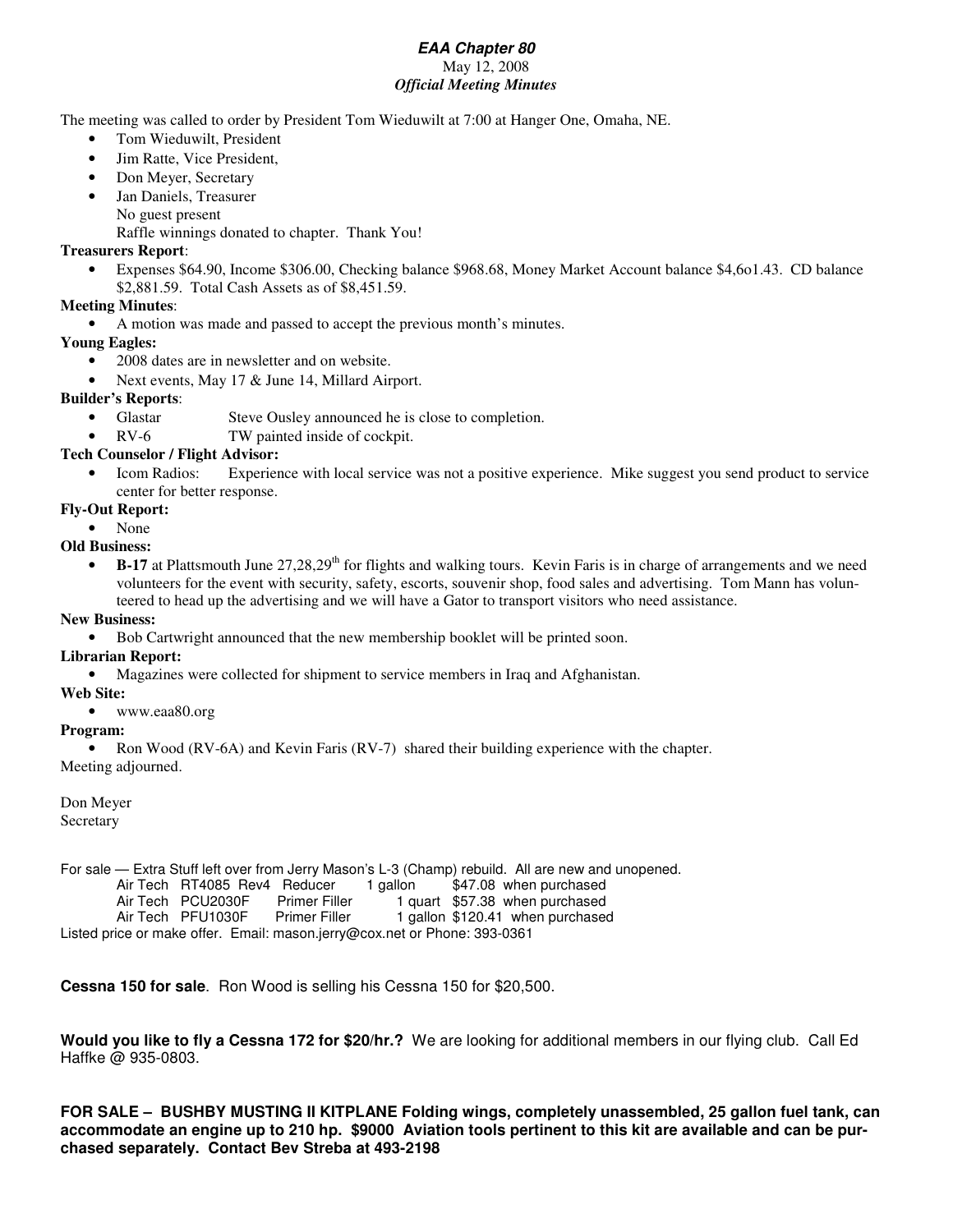***EAA Chapter 80***

May 12, 2008

***Official Meeting Minutes***

The meeting was called to order by President Tom Wieduwilt at 7:00 at Hanger One, Omaha, NE.

- Tom Wieduwilt, President
- Jim Ratte, Vice President,
- Don Meyer, Secretary
- Jan Daniels, Treasurer

  No guest present

  Raffle winnings donated to chapter. Thank You!

**Treasurers Report**:

- Expenses $64.90, Income $306.00, Checking balance $968.68, Money Market Account balance $4,6o1.43. CD balance $2,881.59. Total Cash Assets as of $8,451.59.

**Meeting Minutes**:

- A motion was made and passed to accept the previous month's minutes.

**Young Eagles:**

- 2008 dates are in newsletter and on website.
- Next events, May 17 & June 14, Millard Airport.

**Builder's Reports**:

- Glastar Steve Ousley announced he is close to completion.
- RV-6 TW painted inside of cockpit.

**Tech Counselor / Flight Advisor:**

- Icom Radios: Experience with local service was not a positive experience. Mike suggest you send product to service center for better response.

**Fly-Out Report:**

- None

**Old Business:**

- **B-17** at Plattsmouth June 27,28,29th for flights and walking tours. Kevin Faris is in charge of arrangements and we need volunteers for the event with security, safety, escorts, souvenir shop, food sales and advertising. Tom Mann has volunteered to head up the advertising and we will have a Gator to transport visitors who need assistance.

**New Business:**

- Bob Cartwright announced that the new membership booklet will be printed soon.

**Librarian Report:**

- Magazines were collected for shipment to service members in Iraq and Afghanistan.

**Web Site:**

- www.eaa80.org

**Program:**

- Ron Wood (RV-6A) and Kevin Faris (RV-7) shared their building experience with the chapter.

Meeting adjourned.

Don Meyer
Secretary

For sale — Extra Stuff left over from Jerry Mason's L-3 (Champ) rebuild. All are new and unopened.

| | | | | |
|---|---|---|---|---|
| Air Tech | RT4085 Rev4 | Reducer | 1 gallon | $47.08 when purchased |
| Air Tech | PCU2030F | Primer Filler | 1 quart | $57.38 when purchased |
| Air Tech | PFU1030F | Primer Filler | 1 gallon | $120.41 when purchased |

Listed price or make offer. Email: mason.jerry@cox.net or Phone: 393-0361

**Cessna 150 for sale**. Ron Wood is selling his Cessna 150 for $20,500.

**Would you like to fly a Cessna 172 for $20/hr.?** We are looking for additional members in our flying club. Call Ed Haffke @ 935-0803.

**FOR SALE – BUSHBY MUSTING II KITPLANE Folding wings, completely unassembled, 25 gallon fuel tank, can accommodate an engine up to 210 hp. $9000 Aviation tools pertinent to this kit are available and can be purchased separately. Contact Bev Streba at 493-2198**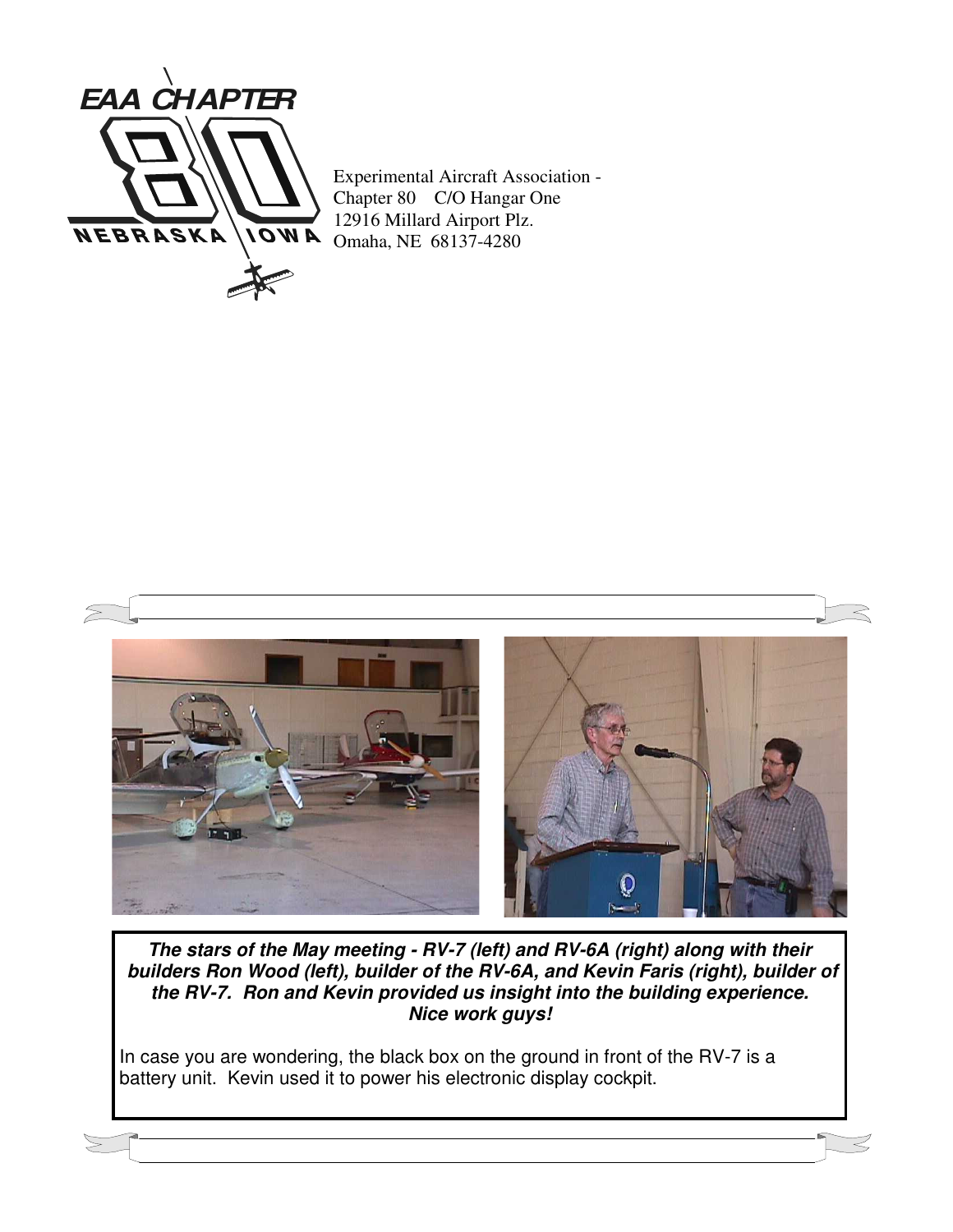EAA CHAPTER 80

NEBRASKA IOWA

Experimental Aircraft Association -
Chapter 80 C/O Hangar One
12916 Millard Airport Plz.
Omaha, NE 68137-4280

***The stars of the May meeting - RV-7 (left) and RV-6A (right) along with their builders Ron Wood (left), builder of the RV-6A, and Kevin Faris (right), builder of the RV-7. Ron and Kevin provided us insight into the building experience. Nice work guys!***

In case you are wondering, the black box on the ground in front of the RV-7 is a battery unit. Kevin used it to power his electronic display cockpit.